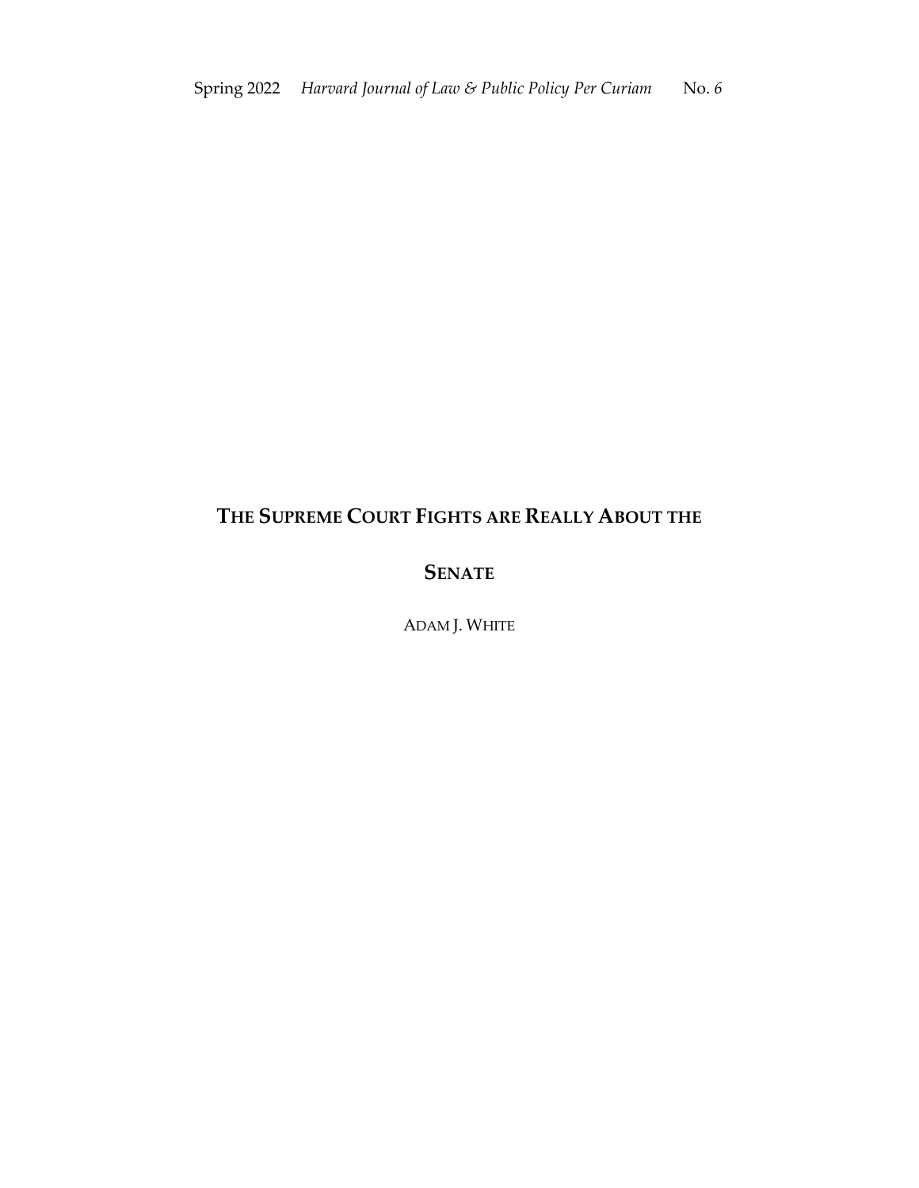# The Supreme Court Fights are Really About the Senate

ADAM J. WHITE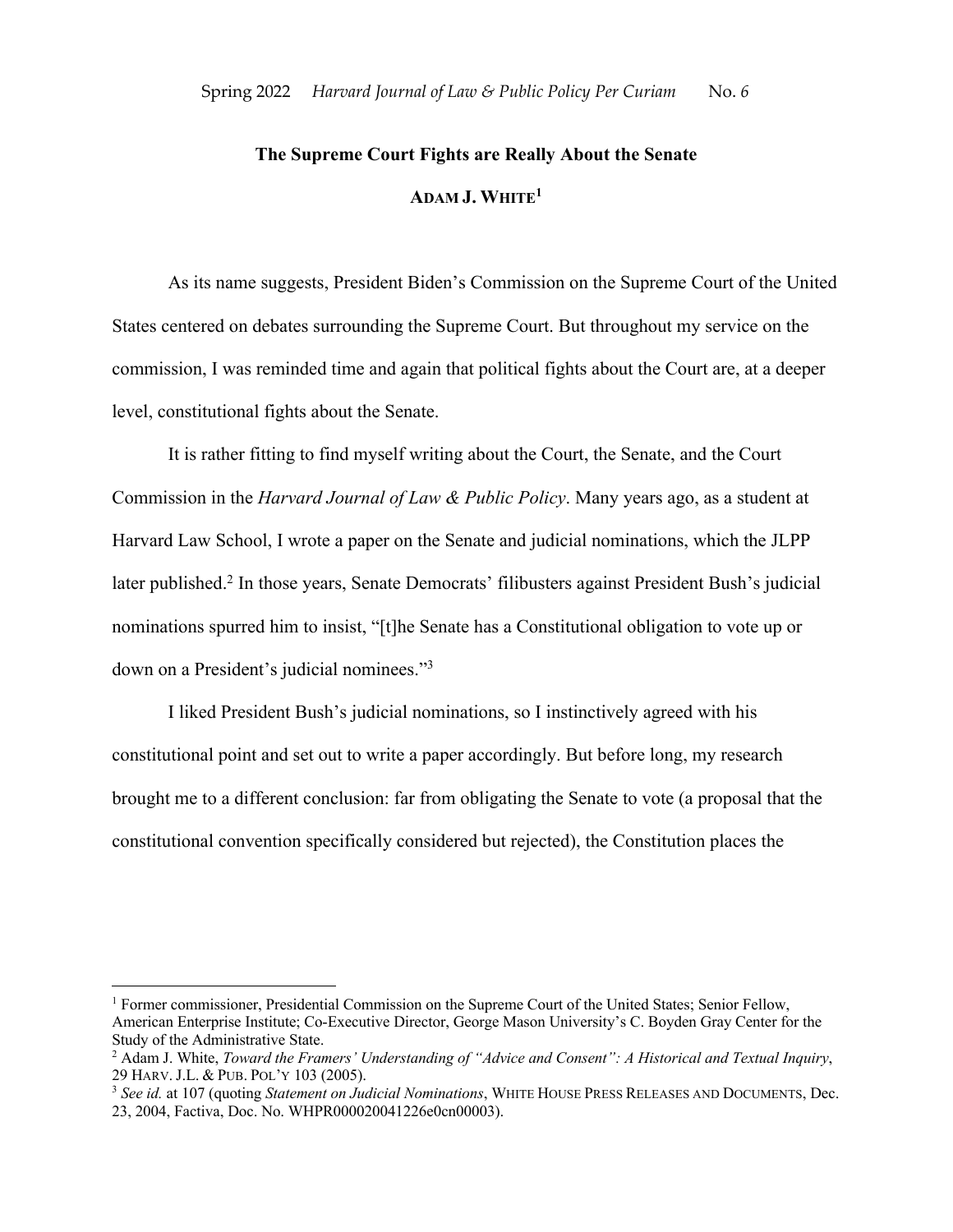**The Supreme Court Fights are Really About the Senate**

**ADAM J. WHITE**[1]

As its name suggests, President Biden's Commission on the Supreme Court of the United States centered on debates surrounding the Supreme Court. But throughout my service on the commission, I was reminded time and again that political fights about the Court are, at a deeper level, constitutional fights about the Senate.

It is rather fitting to find myself writing about the Court, the Senate, and the Court Commission in the *Harvard Journal of Law & Public Policy*. Many years ago, as a student at Harvard Law School, I wrote a paper on the Senate and judicial nominations, which the JLPP later published.[2] In those years, Senate Democrats' filibusters against President Bush's judicial nominations spurred him to insist, "[t]he Senate has a Constitutional obligation to vote up or down on a President's judicial nominees."[3]

I liked President Bush's judicial nominations, so I instinctively agreed with his constitutional point and set out to write a paper accordingly. But before long, my research brought me to a different conclusion: far from obligating the Senate to vote (a proposal that the constitutional convention specifically considered but rejected), the Constitution places the

---

[1] Former commissioner, Presidential Commission on the Supreme Court of the United States; Senior Fellow, American Enterprise Institute; Co-Executive Director, George Mason University's C. Boyden Gray Center for the Study of the Administrative State.

[2] Adam J. White, *Toward the Framers' Understanding of "Advice and Consent": A Historical and Textual Inquiry*, 29 HARV. J.L. & PUB. POL'Y 103 (2005).

[3] *See id.* at 107 (quoting *Statement on Judicial Nominations*, WHITE HOUSE PRESS RELEASES AND DOCUMENTS, Dec. 23, 2004, Factiva, Doc. No. WHPR000020041226e0cn00003).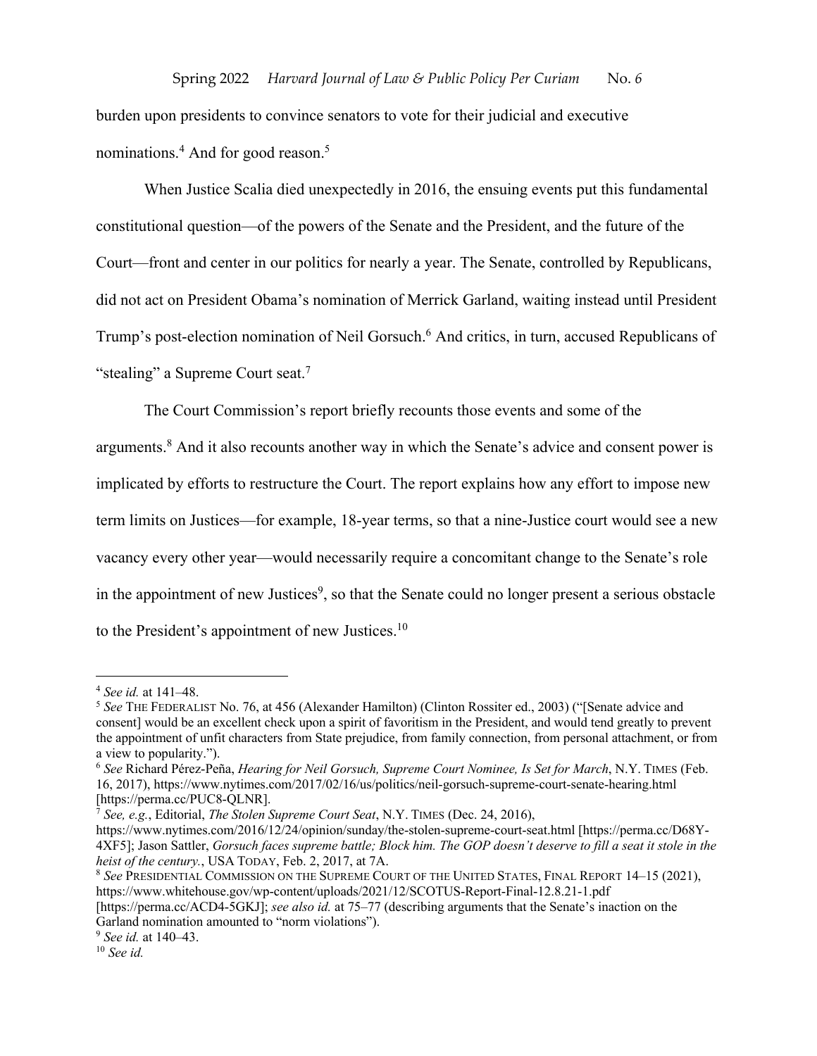burden upon presidents to convince senators to vote for their judicial and executive nominations.[4] And for good reason.[5]

When Justice Scalia died unexpectedly in 2016, the ensuing events put this fundamental constitutional question—of the powers of the Senate and the President, and the future of the Court—front and center in our politics for nearly a year. The Senate, controlled by Republicans, did not act on President Obama's nomination of Merrick Garland, waiting instead until President Trump's post-election nomination of Neil Gorsuch.[6] And critics, in turn, accused Republicans of "stealing" a Supreme Court seat.[7]

The Court Commission's report briefly recounts those events and some of the arguments.[8] And it also recounts another way in which the Senate's advice and consent power is implicated by efforts to restructure the Court. The report explains how any effort to impose new term limits on Justices—for example, 18-year terms, so that a nine-Justice court would see a new vacancy every other year—would necessarily require a concomitant change to the Senate's role in the appointment of new Justices[9], so that the Senate could no longer present a serious obstacle to the President's appointment of new Justices.[10]

---

[4] *See id.* at 141–48.

[5] *See* THE FEDERALIST No. 76, at 456 (Alexander Hamilton) (Clinton Rossiter ed., 2003) ("[Senate advice and consent] would be an excellent check upon a spirit of favoritism in the President, and would tend greatly to prevent the appointment of unfit characters from State prejudice, from family connection, from personal attachment, or from a view to popularity.").

[6] *See* Richard Pérez-Peña, *Hearing for Neil Gorsuch, Supreme Court Nominee, Is Set for March*, N.Y. TIMES (Feb. 16, 2017), https://www.nytimes.com/2017/02/16/us/politics/neil-gorsuch-supreme-court-senate-hearing.html [https://perma.cc/PUC8-QLNR].

[7] *See, e.g.*, Editorial, *The Stolen Supreme Court Seat*, N.Y. TIMES (Dec. 24, 2016), https://www.nytimes.com/2016/12/24/opinion/sunday/the-stolen-supreme-court-seat.html [https://perma.cc/D68Y-4XF5]; Jason Sattler, *Gorsuch faces supreme battle; Block him. The GOP doesn't deserve to fill a seat it stole in the heist of the century.*, USA TODAY, Feb. 2, 2017, at 7A.

[8] *See* PRESIDENTIAL COMMISSION ON THE SUPREME COURT OF THE UNITED STATES, FINAL REPORT 14–15 (2021), https://www.whitehouse.gov/wp-content/uploads/2021/12/SCOTUS-Report-Final-12.8.21-1.pdf [https://perma.cc/ACD4-5GKJ]; *see also id.* at 75–77 (describing arguments that the Senate's inaction on the Garland nomination amounted to "norm violations").

[9] *See id.* at 140–43.

[10] *See id.*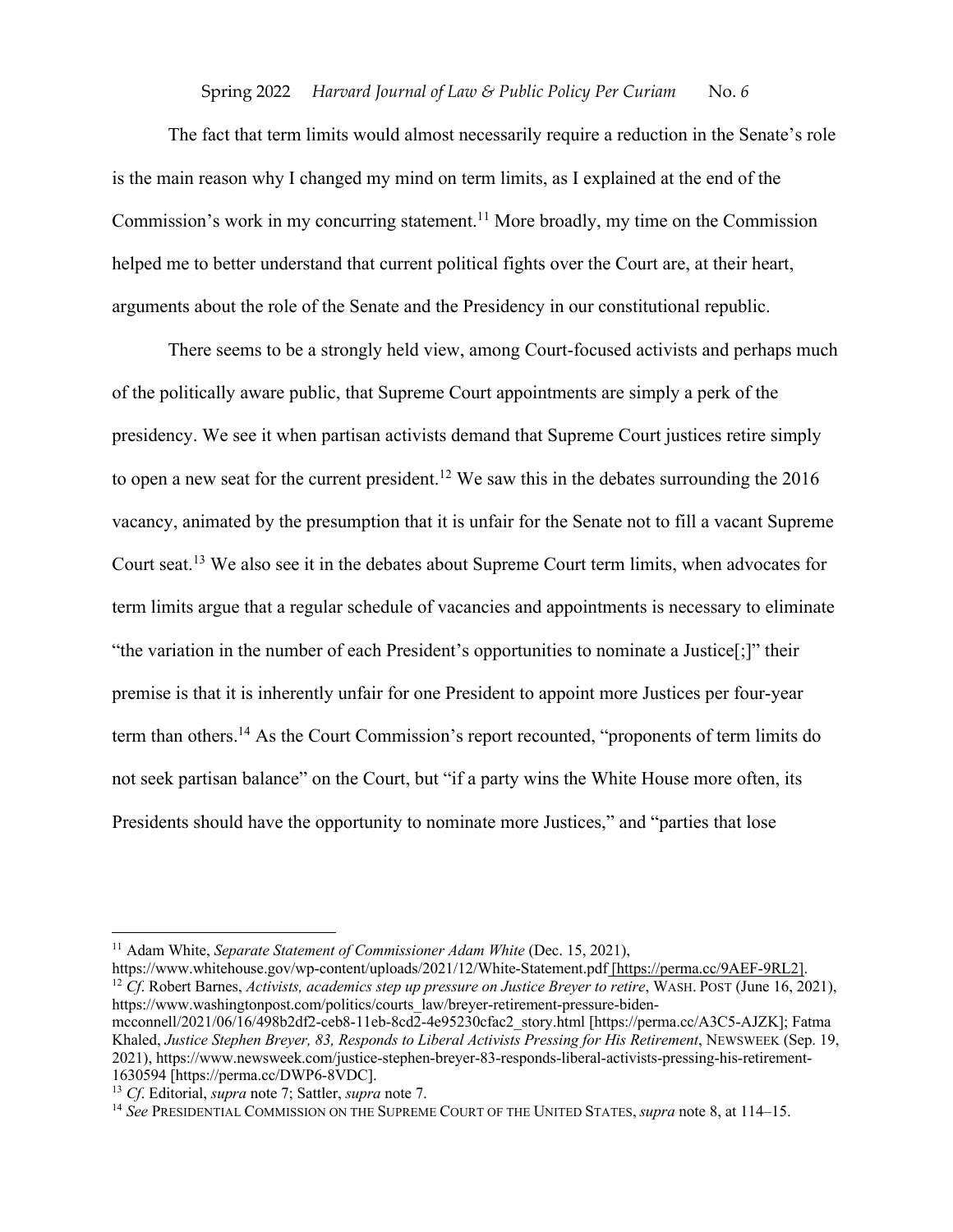The fact that term limits would almost necessarily require a reduction in the Senate's role is the main reason why I changed my mind on term limits, as I explained at the end of the Commission's work in my concurring statement.[11] More broadly, my time on the Commission helped me to better understand that current political fights over the Court are, at their heart, arguments about the role of the Senate and the Presidency in our constitutional republic.

There seems to be a strongly held view, among Court-focused activists and perhaps much of the politically aware public, that Supreme Court appointments are simply a perk of the presidency. We see it when partisan activists demand that Supreme Court justices retire simply to open a new seat for the current president.[12] We saw this in the debates surrounding the 2016 vacancy, animated by the presumption that it is unfair for the Senate not to fill a vacant Supreme Court seat.[13] We also see it in the debates about Supreme Court term limits, when advocates for term limits argue that a regular schedule of vacancies and appointments is necessary to eliminate "the variation in the number of each President's opportunities to nominate a Justice[;]" their premise is that it is inherently unfair for one President to appoint more Justices per four-year term than others.[14] As the Court Commission's report recounted, "proponents of term limits do not seek partisan balance" on the Court, but "if a party wins the White House more often, its Presidents should have the opportunity to nominate more Justices," and "parties that lose

---

[11] Adam White, *Separate Statement of Commissioner Adam White* (Dec. 15, 2021), https://www.whitehouse.gov/wp-content/uploads/2021/12/White-Statement.pdf [https://perma.cc/9AEF-9RL2].

[12] *Cf*. Robert Barnes, *Activists, academics step up pressure on Justice Breyer to retire*, WASH. POST (June 16, 2021), https://www.washingtonpost.com/politics/courts_law/breyer-retirement-pressure-biden-mcconnell/2021/06/16/498b2df2-ceb8-11eb-8cd2-4e95230cfac2_story.html [https://perma.cc/A3C5-AJZK]; Fatma Khaled, *Justice Stephen Breyer, 83, Responds to Liberal Activists Pressing for His Retirement*, NEWSWEEK (Sep. 19, 2021), https://www.newsweek.com/justice-stephen-breyer-83-responds-liberal-activists-pressing-his-retirement-1630594 [https://perma.cc/DWP6-8VDC].

[13] *Cf*. Editorial, *supra* note 7; Sattler, *supra* note 7.

[14] *See* PRESIDENTIAL COMMISSION ON THE SUPREME COURT OF THE UNITED STATES, *supra* note 8, at 114–15.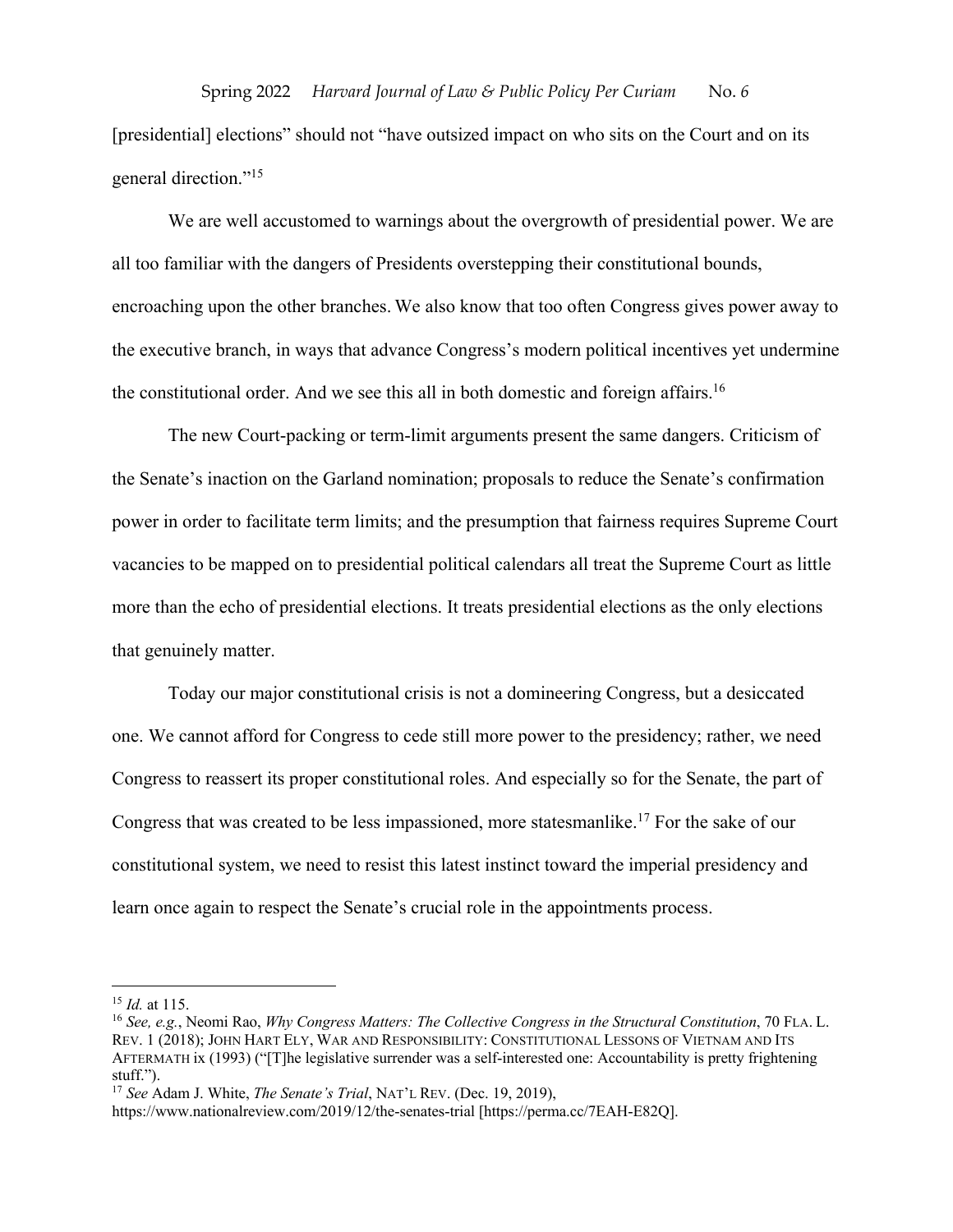[presidential] elections" should not "have outsized impact on who sits on the Court and on its general direction."[15]

We are well accustomed to warnings about the overgrowth of presidential power. We are all too familiar with the dangers of Presidents overstepping their constitutional bounds, encroaching upon the other branches. We also know that too often Congress gives power away to the executive branch, in ways that advance Congress's modern political incentives yet undermine the constitutional order. And we see this all in both domestic and foreign affairs.[16]

The new Court-packing or term-limit arguments present the same dangers. Criticism of the Senate's inaction on the Garland nomination; proposals to reduce the Senate's confirmation power in order to facilitate term limits; and the presumption that fairness requires Supreme Court vacancies to be mapped on to presidential political calendars all treat the Supreme Court as little more than the echo of presidential elections. It treats presidential elections as the only elections that genuinely matter.

Today our major constitutional crisis is not a domineering Congress, but a desiccated one. We cannot afford for Congress to cede still more power to the presidency; rather, we need Congress to reassert its proper constitutional roles. And especially so for the Senate, the part of Congress that was created to be less impassioned, more statesmanlike.[17] For the sake of our constitutional system, we need to resist this latest instinct toward the imperial presidency and learn once again to respect the Senate's crucial role in the appointments process.

---

[15] *Id.* at 115.

[16] *See, e.g.*, Neomi Rao, *Why Congress Matters: The Collective Congress in the Structural Constitution*, 70 FLA. L. REV. 1 (2018); JOHN HART ELY, WAR AND RESPONSIBILITY: CONSTITUTIONAL LESSONS OF VIETNAM AND ITS AFTERMATH ix (1993) ("[T]he legislative surrender was a self-interested one: Accountability is pretty frightening stuff.").

[17] *See* Adam J. White, *The Senate's Trial*, NAT'L REV. (Dec. 19, 2019), https://www.nationalreview.com/2019/12/the-senates-trial [https://perma.cc/7EAH-E82Q].